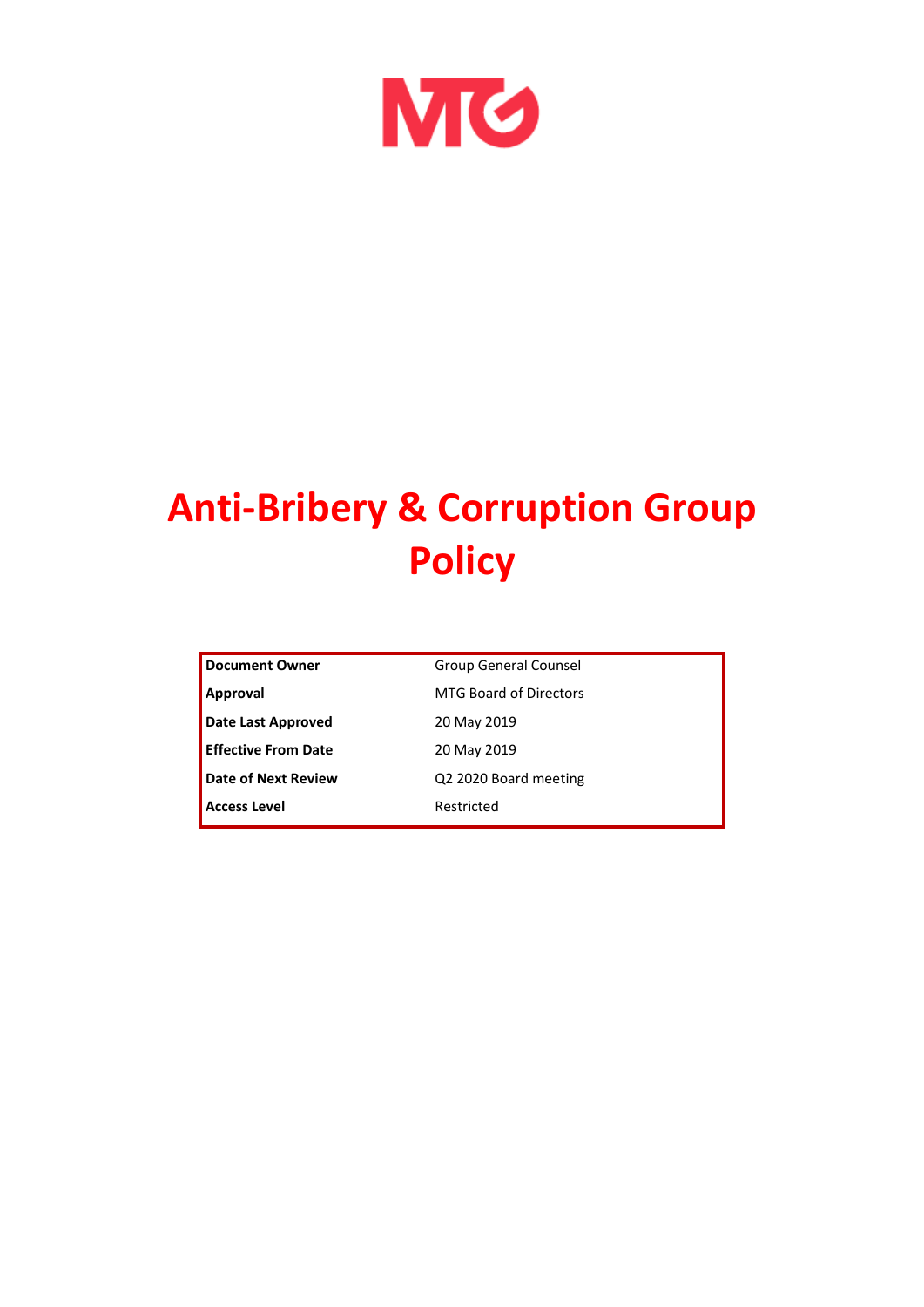# Anti-Bribery & Corruption Group Policy

| | |
|---|---|
| **Document Owner** | Group General Counsel |
| **Approval** | MTG Board of Directors |
| **Date Last Approved** | 20 May 2019 |
| **Effective From Date** | 20 May 2019 |
| **Date of Next Review** | Q2 2020 Board meeting |
| **Access Level** | Restricted |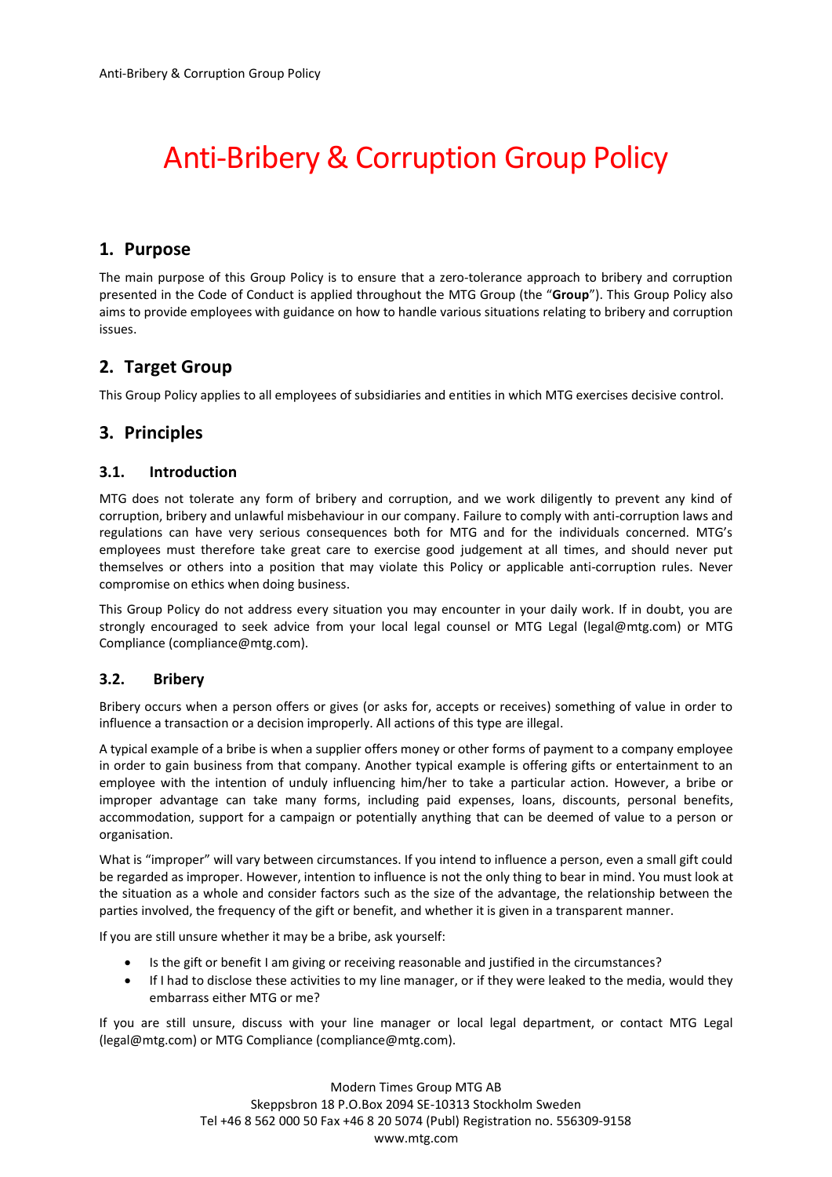# Anti-Bribery & Corruption Group Policy

## 1. Purpose

The main purpose of this Group Policy is to ensure that a zero-tolerance approach to bribery and corruption presented in the Code of Conduct is applied throughout the MTG Group (the "**Group**"). This Group Policy also aims to provide employees with guidance on how to handle various situations relating to bribery and corruption issues.

## 2. Target Group

This Group Policy applies to all employees of subsidiaries and entities in which MTG exercises decisive control.

## 3. Principles

### 3.1. Introduction

MTG does not tolerate any form of bribery and corruption, and we work diligently to prevent any kind of corruption, bribery and unlawful misbehaviour in our company. Failure to comply with anti-corruption laws and regulations can have very serious consequences both for MTG and for the individuals concerned. MTG's employees must therefore take great care to exercise good judgement at all times, and should never put themselves or others into a position that may violate this Policy or applicable anti-corruption rules. Never compromise on ethics when doing business.

This Group Policy do not address every situation you may encounter in your daily work. If in doubt, you are strongly encouraged to seek advice from your local legal counsel or MTG Legal (legal@mtg.com) or MTG Compliance (compliance@mtg.com).

### 3.2. Bribery

Bribery occurs when a person offers or gives (or asks for, accepts or receives) something of value in order to influence a transaction or a decision improperly. All actions of this type are illegal.

A typical example of a bribe is when a supplier offers money or other forms of payment to a company employee in order to gain business from that company. Another typical example is offering gifts or entertainment to an employee with the intention of unduly influencing him/her to take a particular action. However, a bribe or improper advantage can take many forms, including paid expenses, loans, discounts, personal benefits, accommodation, support for a campaign or potentially anything that can be deemed of value to a person or organisation.

What is "improper" will vary between circumstances. If you intend to influence a person, even a small gift could be regarded as improper. However, intention to influence is not the only thing to bear in mind. You must look at the situation as a whole and consider factors such as the size of the advantage, the relationship between the parties involved, the frequency of the gift or benefit, and whether it is given in a transparent manner.

If you are still unsure whether it may be a bribe, ask yourself:

- Is the gift or benefit I am giving or receiving reasonable and justified in the circumstances?
- If I had to disclose these activities to my line manager, or if they were leaked to the media, would they embarrass either MTG or me?

If you are still unsure, discuss with your line manager or local legal department, or contact MTG Legal (legal@mtg.com) or MTG Compliance (compliance@mtg.com).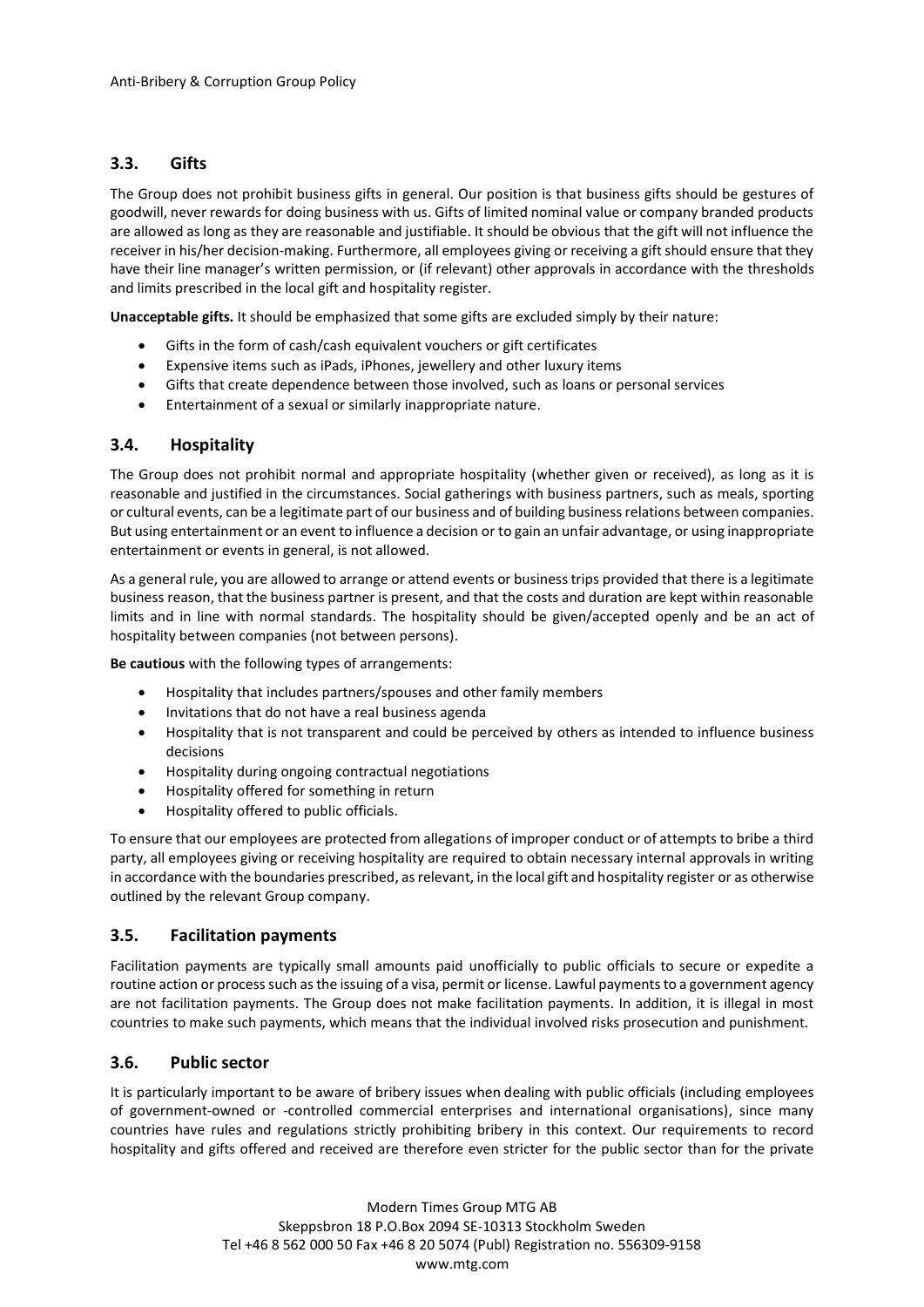## 3.3. Gifts

The Group does not prohibit business gifts in general. Our position is that business gifts should be gestures of goodwill, never rewards for doing business with us. Gifts of limited nominal value or company branded products are allowed as long as they are reasonable and justifiable. It should be obvious that the gift will not influence the receiver in his/her decision-making. Furthermore, all employees giving or receiving a gift should ensure that they have their line manager's written permission, or (if relevant) other approvals in accordance with the thresholds and limits prescribed in the local gift and hospitality register.

**Unacceptable gifts.** It should be emphasized that some gifts are excluded simply by their nature:

- Gifts in the form of cash/cash equivalent vouchers or gift certificates
- Expensive items such as iPads, iPhones, jewellery and other luxury items
- Gifts that create dependence between those involved, such as loans or personal services
- Entertainment of a sexual or similarly inappropriate nature.

## 3.4. Hospitality

The Group does not prohibit normal and appropriate hospitality (whether given or received), as long as it is reasonable and justified in the circumstances. Social gatherings with business partners, such as meals, sporting or cultural events, can be a legitimate part of our business and of building business relations between companies. But using entertainment or an event to influence a decision or to gain an unfair advantage, or using inappropriate entertainment or events in general, is not allowed.

As a general rule, you are allowed to arrange or attend events or business trips provided that there is a legitimate business reason, that the business partner is present, and that the costs and duration are kept within reasonable limits and in line with normal standards. The hospitality should be given/accepted openly and be an act of hospitality between companies (not between persons).

**Be cautious** with the following types of arrangements:

- Hospitality that includes partners/spouses and other family members
- Invitations that do not have a real business agenda
- Hospitality that is not transparent and could be perceived by others as intended to influence business decisions
- Hospitality during ongoing contractual negotiations
- Hospitality offered for something in return
- Hospitality offered to public officials.

To ensure that our employees are protected from allegations of improper conduct or of attempts to bribe a third party, all employees giving or receiving hospitality are required to obtain necessary internal approvals in writing in accordance with the boundaries prescribed, as relevant, in the local gift and hospitality register or as otherwise outlined by the relevant Group company.

## 3.5. Facilitation payments

Facilitation payments are typically small amounts paid unofficially to public officials to secure or expedite a routine action or process such as the issuing of a visa, permit or license. Lawful payments to a government agency are not facilitation payments. The Group does not make facilitation payments. In addition, it is illegal in most countries to make such payments, which means that the individual involved risks prosecution and punishment.

## 3.6. Public sector

It is particularly important to be aware of bribery issues when dealing with public officials (including employees of government-owned or -controlled commercial enterprises and international organisations), since many countries have rules and regulations strictly prohibiting bribery in this context. Our requirements to record hospitality and gifts offered and received are therefore even stricter for the public sector than for the private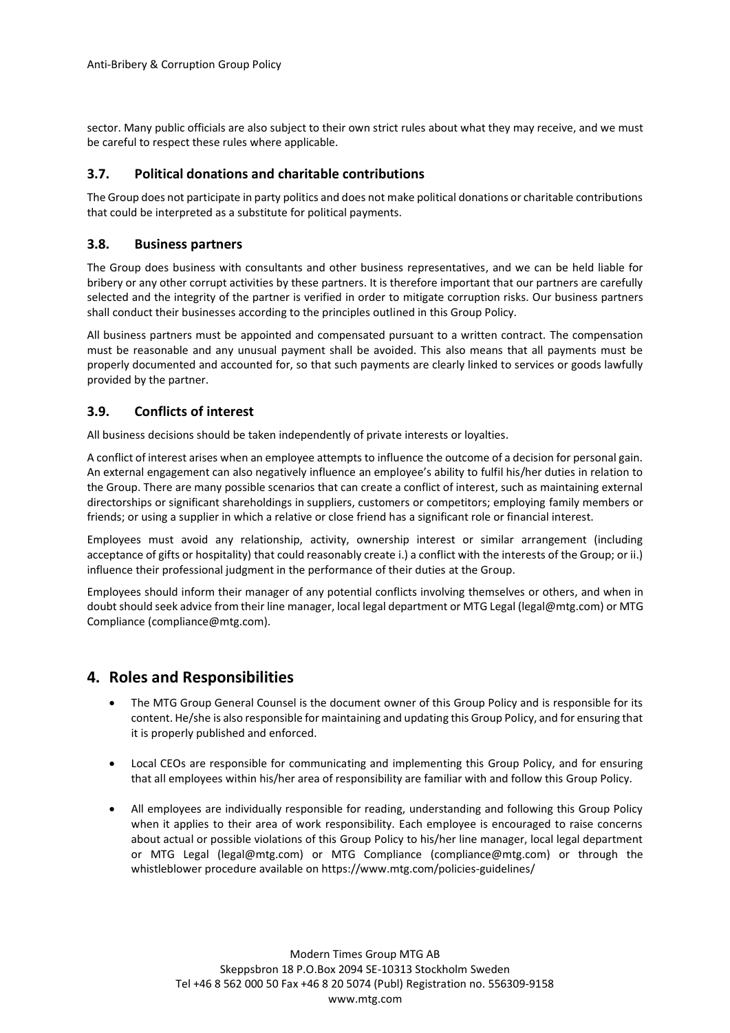sector. Many public officials are also subject to their own strict rules about what they may receive, and we must be careful to respect these rules where applicable.

### 3.7. Political donations and charitable contributions

The Group does not participate in party politics and does not make political donations or charitable contributions that could be interpreted as a substitute for political payments.

### 3.8. Business partners

The Group does business with consultants and other business representatives, and we can be held liable for bribery or any other corrupt activities by these partners. It is therefore important that our partners are carefully selected and the integrity of the partner is verified in order to mitigate corruption risks. Our business partners shall conduct their businesses according to the principles outlined in this Group Policy.

All business partners must be appointed and compensated pursuant to a written contract. The compensation must be reasonable and any unusual payment shall be avoided. This also means that all payments must be properly documented and accounted for, so that such payments are clearly linked to services or goods lawfully provided by the partner.

### 3.9. Conflicts of interest

All business decisions should be taken independently of private interests or loyalties.

A conflict of interest arises when an employee attempts to influence the outcome of a decision for personal gain. An external engagement can also negatively influence an employee's ability to fulfil his/her duties in relation to the Group. There are many possible scenarios that can create a conflict of interest, such as maintaining external directorships or significant shareholdings in suppliers, customers or competitors; employing family members or friends; or using a supplier in which a relative or close friend has a significant role or financial interest.

Employees must avoid any relationship, activity, ownership interest or similar arrangement (including acceptance of gifts or hospitality) that could reasonably create i.) a conflict with the interests of the Group; or ii.) influence their professional judgment in the performance of their duties at the Group.

Employees should inform their manager of any potential conflicts involving themselves or others, and when in doubt should seek advice from their line manager, local legal department or MTG Legal (legal@mtg.com) or MTG Compliance (compliance@mtg.com).

## 4. Roles and Responsibilities

- The MTG Group General Counsel is the document owner of this Group Policy and is responsible for its content. He/she is also responsible for maintaining and updating this Group Policy, and for ensuring that it is properly published and enforced.
- Local CEOs are responsible for communicating and implementing this Group Policy, and for ensuring that all employees within his/her area of responsibility are familiar with and follow this Group Policy.
- All employees are individually responsible for reading, understanding and following this Group Policy when it applies to their area of work responsibility. Each employee is encouraged to raise concerns about actual or possible violations of this Group Policy to his/her line manager, local legal department or MTG Legal (legal@mtg.com) or MTG Compliance (compliance@mtg.com) or through the whistleblower procedure available on https://www.mtg.com/policies-guidelines/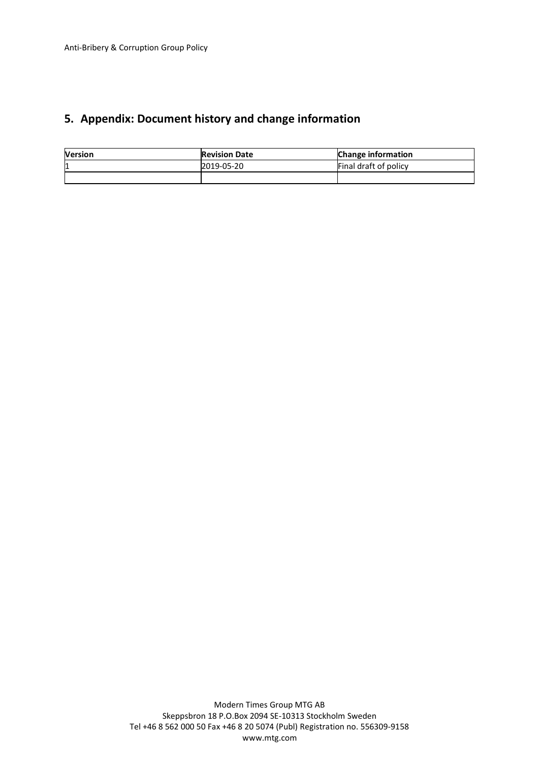## 5. Appendix: Document history and change information

| Version | Revision Date | Change information |
|---|---|---|
| 1 | 2019-05-20 | Final draft of policy |
| | | |

Modern Times Group MTG AB
Skeppsbron 18 P.O.Box 2094 SE-10313 Stockholm Sweden
Tel +46 8 562 000 50 Fax +46 8 20 5074 (Publ) Registration no. 556309-9158
www.mtg.com